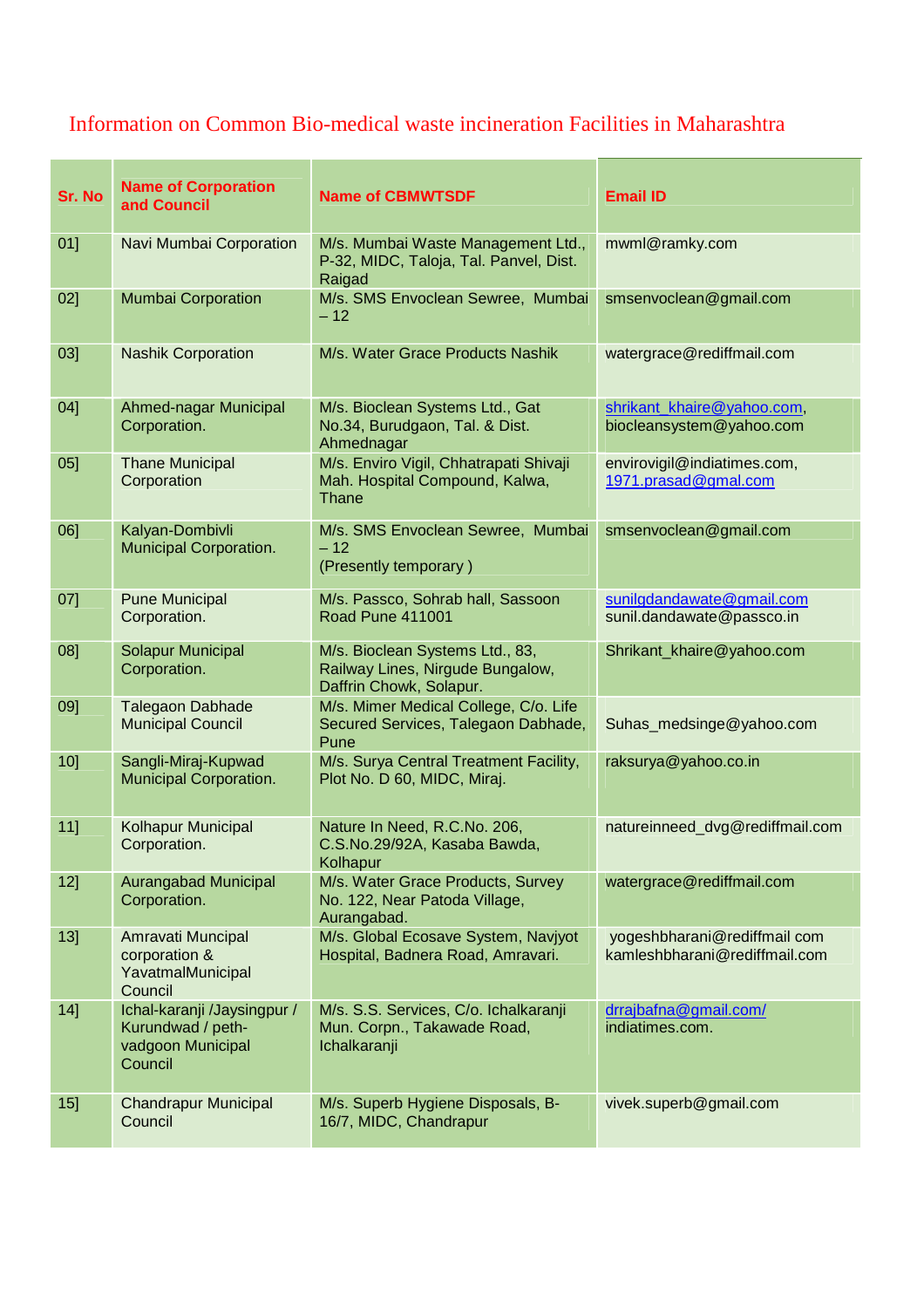# Information on Common Bio-medical waste incineration Facilities in Maharashtra

| Sr. No | Name of Corporation and Council | Name of CBMWTSDF | Email ID |
|---|---|---|---|
| 01] | Navi Mumbai Corporation | M/s. Mumbai Waste Management Ltd., P-32, MIDC, Taloja, Tal. Panvel, Dist. Raigad | mwml@ramky.com |
| 02] | Mumbai Corporation | M/s. SMS Envoclean Sewree, Mumbai – 12 | smsenvoclean@gmail.com |
| 03] | Nashik Corporation | M/s. Water Grace Products Nashik | watergrace@rediffmail.com |
| 04] | Ahmed-nagar Municipal Corporation. | M/s. Bioclean Systems Ltd., Gat No.34, Burudgaon, Tal. & Dist. Ahmednagar | shrikant_khaire@yahoo.com, biocleansystem@yahoo.com |
| 05] | Thane Municipal Corporation | M/s. Enviro Vigil, Chhatrapati Shivaji Mah. Hospital Compound, Kalwa, Thane | envirovigil@indiatimes.com, 1971.prasad@gmal.com |
| 06] | Kalyan-Dombivli Municipal Corporation. | M/s. SMS Envoclean Sewree, Mumbai – 12 (Presently temporary ) | smsenvoclean@gmail.com |
| 07] | Pune Municipal Corporation. | M/s. Passco, Sohrab hall, Sassoon Road Pune 411001 | sunilgdandawate@gmail.com sunil.dandawate@passco.in |
| 08] | Solapur Municipal Corporation. | M/s. Bioclean Systems Ltd., 83, Railway Lines, Nirgude Bungalow, Daffrin Chowk, Solapur. | Shrikant_khaire@yahoo.com |
| 09] | Talegaon Dabhade Municipal Council | M/s. Mimer Medical College, C/o. Life Secured Services, Talegaon Dabhade, Pune | Suhas_medsinge@yahoo.com |
| 10] | Sangli-Miraj-Kupwad Municipal Corporation. | M/s. Surya Central Treatment Facility, Plot No. D 60, MIDC, Miraj. | raksurya@yahoo.co.in |
| 11] | Kolhapur Municipal Corporation. | Nature In Need, R.C.No. 206, C.S.No.29/92A, Kasaba Bawda, Kolhapur | natureinneed_dvg@rediffmail.com |
| 12] | Aurangabad Municipal Corporation. | M/s. Water Grace Products, Survey No. 122, Near Patoda Village, Aurangabad. | watergrace@rediffmail.com |
| 13] | Amravati Muncipal corporation & YavatmalMunicipal Council | M/s. Global Ecosave System, Navjyot Hospital, Badnera Road, Amravari. | yogeshbharani@rediffmail com kamleshbharani@rediffmail.com |
| 14] | Ichal-karanji /Jaysingpur / Kurundwad / peth-vadgoon Municipal Council | M/s. S.S. Services, C/o. Ichalkaranji Mun. Corpn., Takawade Road, Ichalkaranji | drrajbafna@gmail.com/ indiatimes.com. |
| 15] | Chandrapur Municipal Council | M/s. Superb Hygiene Disposals, B-16/7, MIDC, Chandrapur | vivek.superb@gmail.com |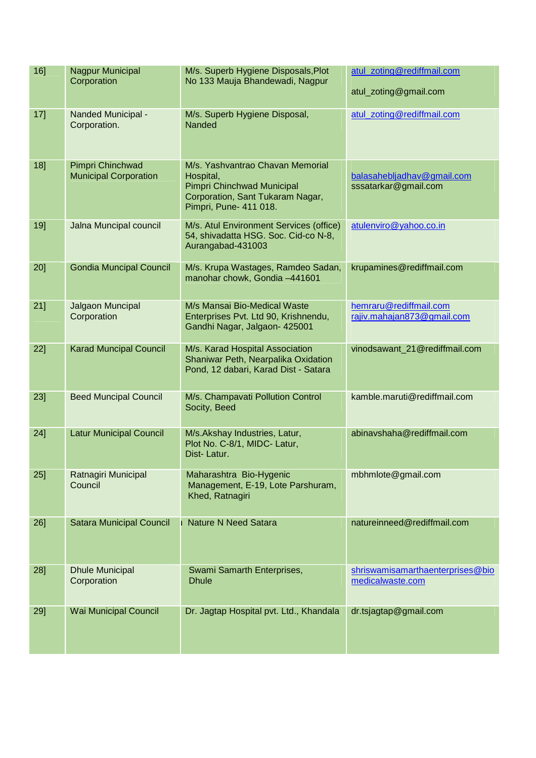| 16] | Nagpur Municipal Corporation | M/s. Superb Hygiene Disposals,Plot No 133 Mauja Bhandewadi, Nagpur | atul_zoting@rediffmail.com<br><br>atul_zoting@gmail.com |
|---|---|---|---|
| 17] | Nanded Municipal - Corporation. | M/s. Superb Hygiene Disposal, Nanded | atul_zoting@rediffmail.com |
| 18] | Pimpri Chinchwad Municipal Corporation | M/s. Yashvantrao Chavan Memorial Hospital,<br>Pimpri Chinchwad Municipal Corporation, Sant Tukaram Nagar, Pimpri, Pune- 411 018. | balasahebljadhav@gmail.com<br>sssatarkar@gmail.com |
| 19] | Jalna Muncipal council | M/s. Atul Environment Services (office) 54, shivadatta HSG. Soc. Cid-co N-8, Aurangabad-431003 | atulenviro@yahoo.co.in |
| 20] | Gondia Muncipal Council | M/s. Krupa Wastages, Ramdeo Sadan, manohar chowk, Gondia –441601 | krupamines@rediffmail.com |
| 21] | Jalgaon Muncipal Corporation | M/s Mansai Bio-Medical Waste Enterprises Pvt. Ltd 90, Krishnendu, Gandhi Nagar, Jalgaon- 425001 | hemraru@rediffmail.com<br>rajiv.mahajan873@gmail.com |
| 22] | Karad Muncipal Council | M/s. Karad Hospital Association Shaniwar Peth, Nearpalika Oxidation Pond, 12 dabari, Karad Dist - Satara | vinodsawant_21@rediffmail.com |
| 23] | Beed Muncipal Council | M/s. Champavati Pollution Control Socity, Beed | kamble.maruti@rediffmail.com |
| 24] | Latur Municipal Council | M/s.Akshay Industries, Latur,<br>Plot No. C-8/1, MIDC- Latur,<br>Dist- Latur. | abinavshaha@rediffmail.com |
| 25] | Ratnagiri Municipal Council | Maharashtra Bio-Hygenic Management, E-19, Lote Parshuram, Khed, Ratnagiri | mbhmlote@gmail.com |
| 26] | Satara Municipal Council | Nature N Need Satara | natureinneed@rediffmail.com |
| 28] | Dhule Municipal Corporation | Swami Samarth Enterprises, Dhule | shriswamisamarthaenterprises@biomedicalwaste.com |
| 29] | Wai Municipal Council | Dr. Jagtap Hospital pvt. Ltd., Khandala | dr.tsjagtap@gmail.com |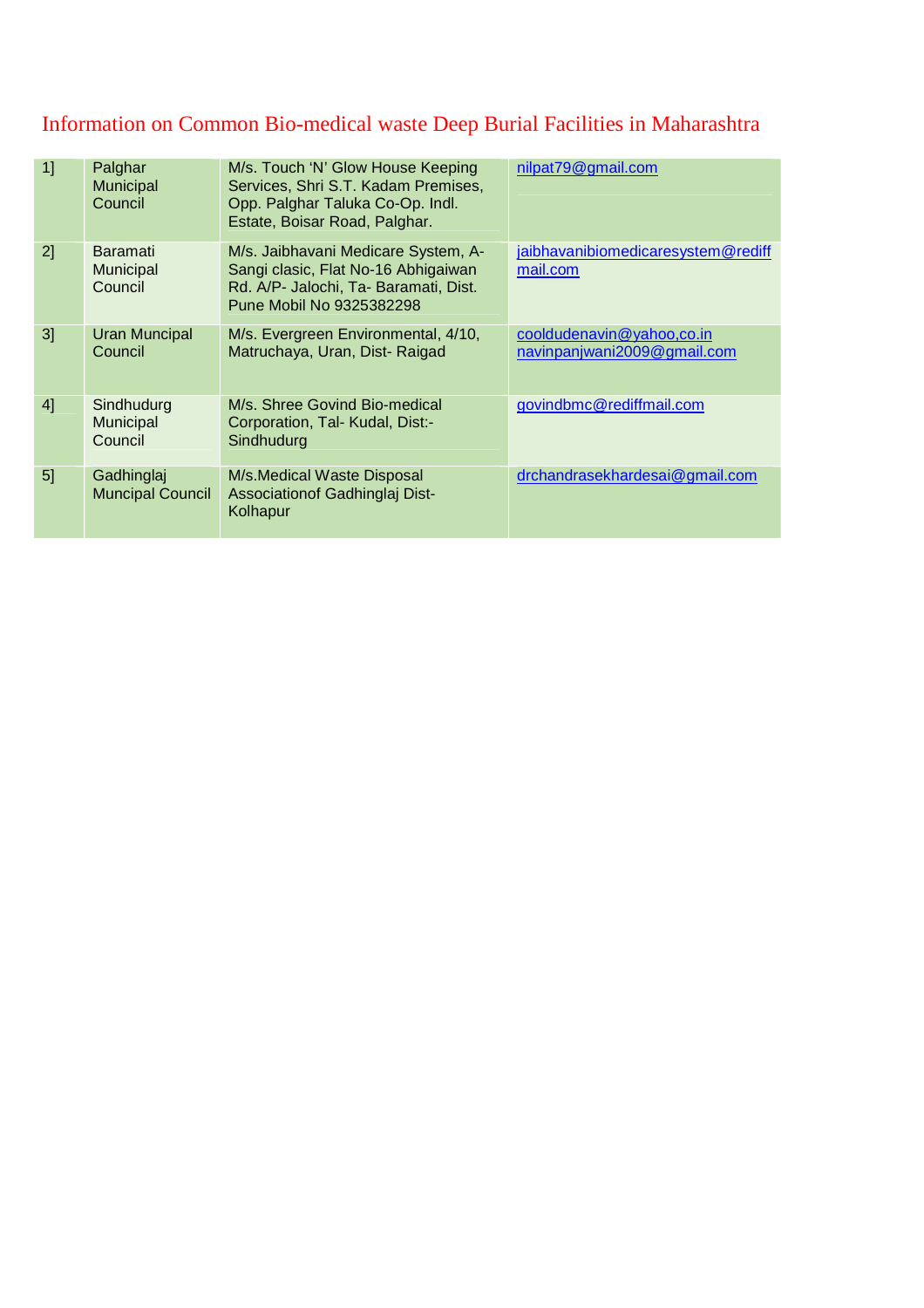# Information on Common Bio-medical waste Deep Burial Facilities in Maharashtra

| | | | |
|---|---|---|---|
| 1] | Palghar Municipal Council | M/s. Touch 'N' Glow House Keeping Services, Shri S.T. Kadam Premises, Opp. Palghar Taluka Co-Op. Indl. Estate, Boisar Road, Palghar. | nilpat79@gmail.com |
| 2] | Baramati Municipal Council | M/s. Jaibhavani Medicare System, A-Sangi clasic, Flat No-16 Abhigaiwan Rd. A/P- Jalochi, Ta- Baramati, Dist. Pune Mobil No 9325382298 | jaibhavanibiomedicaresystem@rediffmail.com |
| 3] | Uran Muncipal Council | M/s. Evergreen Environmental, 4/10, Matruchaya, Uran, Dist- Raigad | cooldudenavin@yahoo,co.in navinpanjwani2009@gmail.com |
| 4] | Sindhudurg Municipal Council | M/s. Shree Govind Bio-medical Corporation, Tal- Kudal, Dist:- Sindhudurg | govindbmc@rediffmail.com |
| 5] | Gadhinglaj Muncipal Council | M/s.Medical Waste Disposal Associationof Gadhinglaj Dist-Kolhapur | drchandrasekhardesai@gmail.com |